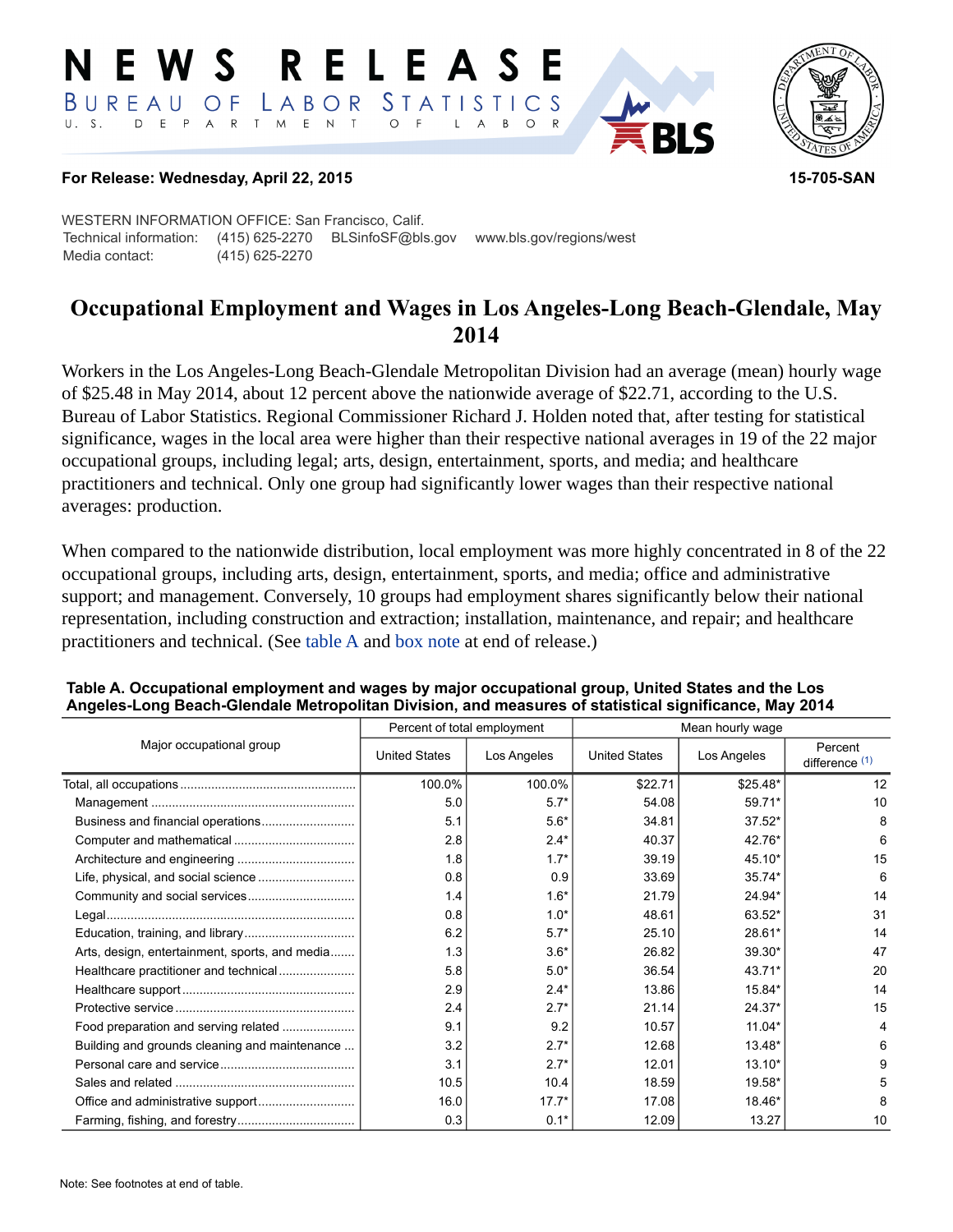# NEWS RELEASE

BUREAU OF LABOR STATISTICS

U. S. DEPARTMENT OF LABOR

**For Release: Wednesday, April 22, 2015** **15-705-SAN**

WESTERN INFORMATION OFFICE: San Francisco, Calif.
Technical information: (415) 625-2270 BLSinfoSF@bls.gov www.bls.gov/regions/west
Media contact: (415) 625-2270

## Occupational Employment and Wages in Los Angeles-Long Beach-Glendale, May 2014

Workers in the Los Angeles-Long Beach-Glendale Metropolitan Division had an average (mean) hourly wage of $25.48 in May 2014, about 12 percent above the nationwide average of $22.71, according to the U.S. Bureau of Labor Statistics. Regional Commissioner Richard J. Holden noted that, after testing for statistical significance, wages in the local area were higher than their respective national averages in 19 of the 22 major occupational groups, including legal; arts, design, entertainment, sports, and media; and healthcare practitioners and technical. Only one group had significantly lower wages than their respective national averages: production.

When compared to the nationwide distribution, local employment was more highly concentrated in 8 of the 22 occupational groups, including arts, design, entertainment, sports, and media; office and administrative support; and management. Conversely, 10 groups had employment shares significantly below their national representation, including construction and extraction; installation, maintenance, and repair; and healthcare practitioners and technical. (See table A and box note at end of release.)

**Table A. Occupational employment and wages by major occupational group, United States and the Los Angeles-Long Beach-Glendale Metropolitan Division, and measures of statistical significance, May 2014**

| Major occupational group | Percent of total employment | | Mean hourly wage | | |
|---|---|---|---|---|---|
| | United States | Los Angeles | United States | Los Angeles | Percent difference (1) |
| Total, all occupations | 100.0% | 100.0% | $22.71 | $25.48* | 12 |
| Management | 5.0 | 5.7* | 54.08 | 59.71* | 10 |
| Business and financial operations | 5.1 | 5.6* | 34.81 | 37.52* | 8 |
| Computer and mathematical | 2.8 | 2.4* | 40.37 | 42.76* | 6 |
| Architecture and engineering | 1.8 | 1.7* | 39.19 | 45.10* | 15 |
| Life, physical, and social science | 0.8 | 0.9 | 33.69 | 35.74* | 6 |
| Community and social services | 1.4 | 1.6* | 21.79 | 24.94* | 14 |
| Legal | 0.8 | 1.0* | 48.61 | 63.52* | 31 |
| Education, training, and library | 6.2 | 5.7* | 25.10 | 28.61* | 14 |
| Arts, design, entertainment, sports, and media | 1.3 | 3.6* | 26.82 | 39.30* | 47 |
| Healthcare practitioner and technical | 5.8 | 5.0* | 36.54 | 43.71* | 20 |
| Healthcare support | 2.9 | 2.4* | 13.86 | 15.84* | 14 |
| Protective service | 2.4 | 2.7* | 21.14 | 24.37* | 15 |
| Food preparation and serving related | 9.1 | 9.2 | 10.57 | 11.04* | 4 |
| Building and grounds cleaning and maintenance | 3.2 | 2.7* | 12.68 | 13.48* | 6 |
| Personal care and service | 3.1 | 2.7* | 12.01 | 13.10* | 9 |
| Sales and related | 10.5 | 10.4 | 18.59 | 19.58* | 5 |
| Office and administrative support | 16.0 | 17.7* | 17.08 | 18.46* | 8 |
| Farming, fishing, and forestry | 0.3 | 0.1* | 12.09 | 13.27 | 10 |

Note: See footnotes at end of table.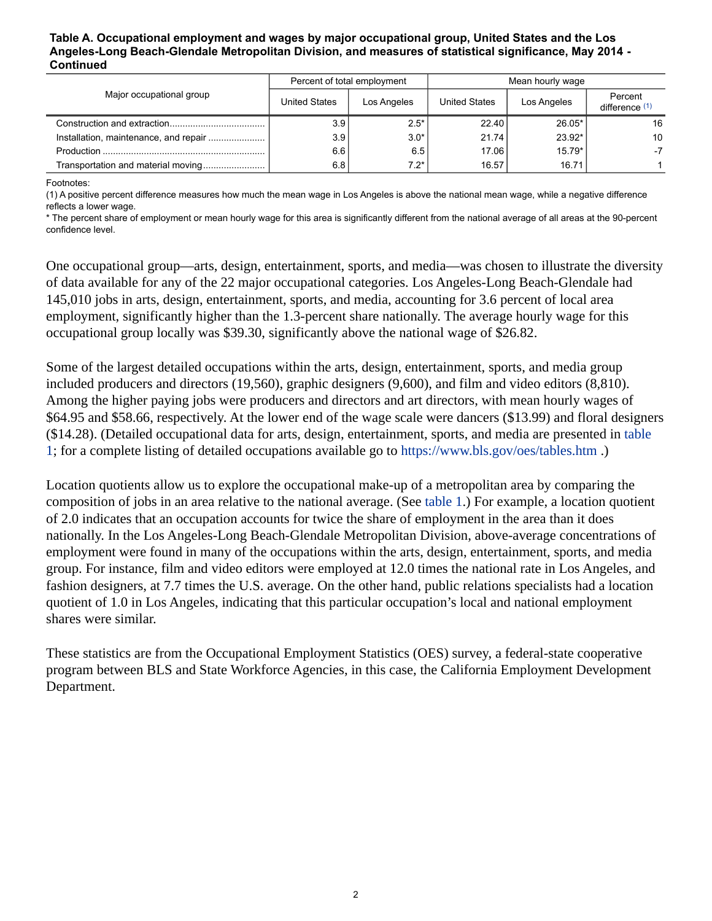**Table A. Occupational employment and wages by major occupational group, United States and the Los Angeles-Long Beach-Glendale Metropolitan Division, and measures of statistical significance, May 2014 - Continued**

| Major occupational group | Percent of total employment | | Mean hourly wage | | |
|---|---|---|---|---|---|
| | United States | Los Angeles | United States | Los Angeles | Percent difference (1) |
| Construction and extraction | 3.9 | 2.5* | 22.40 | 26.05* | 16 |
| Installation, maintenance, and repair | 3.9 | 3.0* | 21.74 | 23.92* | 10 |
| Production | 6.6 | 6.5 | 17.06 | 15.79* | -7 |
| Transportation and material moving | 6.8 | 7.2* | 16.57 | 16.71 | 1 |

Footnotes:
(1) A positive percent difference measures how much the mean wage in Los Angeles is above the national mean wage, while a negative difference reflects a lower wage.
* The percent share of employment or mean hourly wage for this area is significantly different from the national average of all areas at the 90-percent confidence level.

One occupational group—arts, design, entertainment, sports, and media—was chosen to illustrate the diversity of data available for any of the 22 major occupational categories. Los Angeles-Long Beach-Glendale had 145,010 jobs in arts, design, entertainment, sports, and media, accounting for 3.6 percent of local area employment, significantly higher than the 1.3-percent share nationally. The average hourly wage for this occupational group locally was $39.30, significantly above the national wage of $26.82.

Some of the largest detailed occupations within the arts, design, entertainment, sports, and media group included producers and directors (19,560), graphic designers (9,600), and film and video editors (8,810). Among the higher paying jobs were producers and directors and art directors, with mean hourly wages of $64.95 and $58.66, respectively. At the lower end of the wage scale were dancers ($13.99) and floral designers ($14.28). (Detailed occupational data for arts, design, entertainment, sports, and media are presented in table 1; for a complete listing of detailed occupations available go to https://www.bls.gov/oes/tables.htm .)

Location quotients allow us to explore the occupational make-up of a metropolitan area by comparing the composition of jobs in an area relative to the national average. (See table 1.) For example, a location quotient of 2.0 indicates that an occupation accounts for twice the share of employment in the area than it does nationally. In the Los Angeles-Long Beach-Glendale Metropolitan Division, above-average concentrations of employment were found in many of the occupations within the arts, design, entertainment, sports, and media group. For instance, film and video editors were employed at 12.0 times the national rate in Los Angeles, and fashion designers, at 7.7 times the U.S. average. On the other hand, public relations specialists had a location quotient of 1.0 in Los Angeles, indicating that this particular occupation's local and national employment shares were similar.

These statistics are from the Occupational Employment Statistics (OES) survey, a federal-state cooperative program between BLS and State Workforce Agencies, in this case, the California Employment Development Department.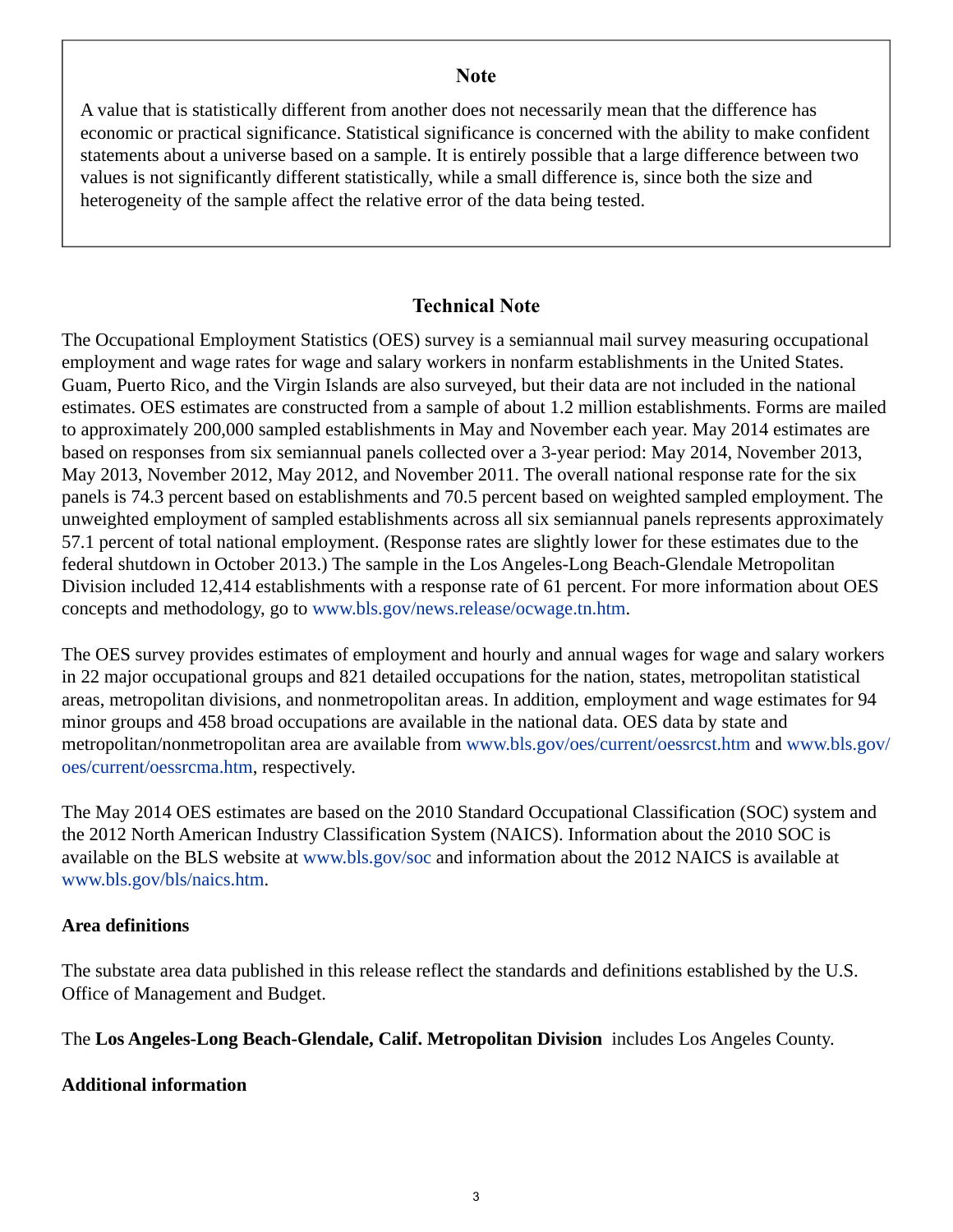## Note

A value that is statistically different from another does not necessarily mean that the difference has economic or practical significance. Statistical significance is concerned with the ability to make confident statements about a universe based on a sample. It is entirely possible that a large difference between two values is not significantly different statistically, while a small difference is, since both the size and heterogeneity of the sample affect the relative error of the data being tested.

## Technical Note

The Occupational Employment Statistics (OES) survey is a semiannual mail survey measuring occupational employment and wage rates for wage and salary workers in nonfarm establishments in the United States. Guam, Puerto Rico, and the Virgin Islands are also surveyed, but their data are not included in the national estimates. OES estimates are constructed from a sample of about 1.2 million establishments. Forms are mailed to approximately 200,000 sampled establishments in May and November each year. May 2014 estimates are based on responses from six semiannual panels collected over a 3-year period: May 2014, November 2013, May 2013, November 2012, May 2012, and November 2011. The overall national response rate for the six panels is 74.3 percent based on establishments and 70.5 percent based on weighted sampled employment. The unweighted employment of sampled establishments across all six semiannual panels represents approximately 57.1 percent of total national employment. (Response rates are slightly lower for these estimates due to the federal shutdown in October 2013.) The sample in the Los Angeles-Long Beach-Glendale Metropolitan Division included 12,414 establishments with a response rate of 61 percent. For more information about OES concepts and methodology, go to www.bls.gov/news.release/ocwage.tn.htm.

The OES survey provides estimates of employment and hourly and annual wages for wage and salary workers in 22 major occupational groups and 821 detailed occupations for the nation, states, metropolitan statistical areas, metropolitan divisions, and nonmetropolitan areas. In addition, employment and wage estimates for 94 minor groups and 458 broad occupations are available in the national data. OES data by state and metropolitan/nonmetropolitan area are available from www.bls.gov/oes/current/oessrcst.htm and www.bls.gov/oes/current/oessrcma.htm, respectively.

The May 2014 OES estimates are based on the 2010 Standard Occupational Classification (SOC) system and the 2012 North American Industry Classification System (NAICS). Information about the 2010 SOC is available on the BLS website at www.bls.gov/soc and information about the 2012 NAICS is available at www.bls.gov/bls/naics.htm.

### Area definitions

The substate area data published in this release reflect the standards and definitions established by the U.S. Office of Management and Budget.

The **Los Angeles-Long Beach-Glendale, Calif. Metropolitan Division** includes Los Angeles County.

### Additional information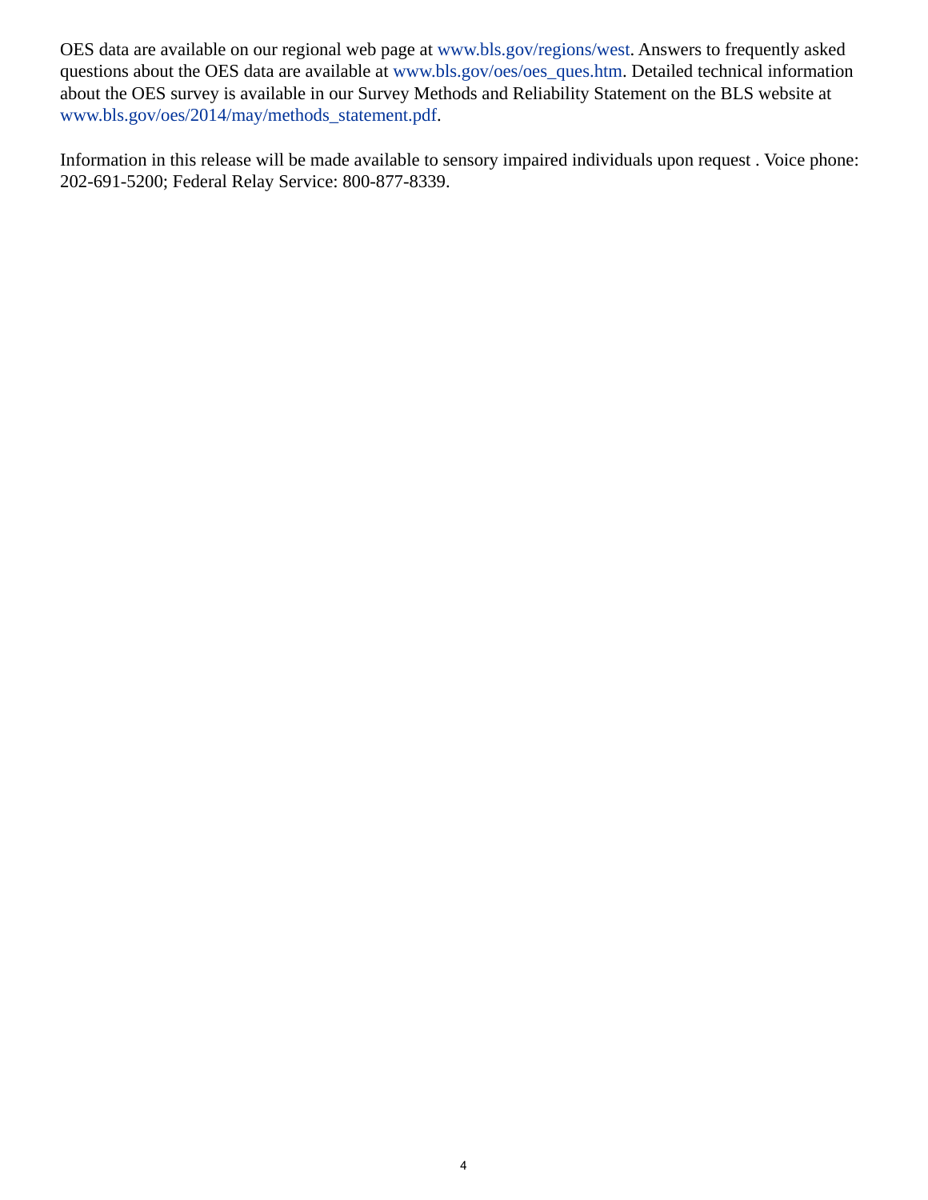OES data are available on our regional web page at www.bls.gov/regions/west. Answers to frequently asked questions about the OES data are available at www.bls.gov/oes/oes_ques.htm. Detailed technical information about the OES survey is available in our Survey Methods and Reliability Statement on the BLS website at www.bls.gov/oes/2014/may/methods_statement.pdf.

Information in this release will be made available to sensory impaired individuals upon request . Voice phone: 202-691-5200; Federal Relay Service: 800-877-8339.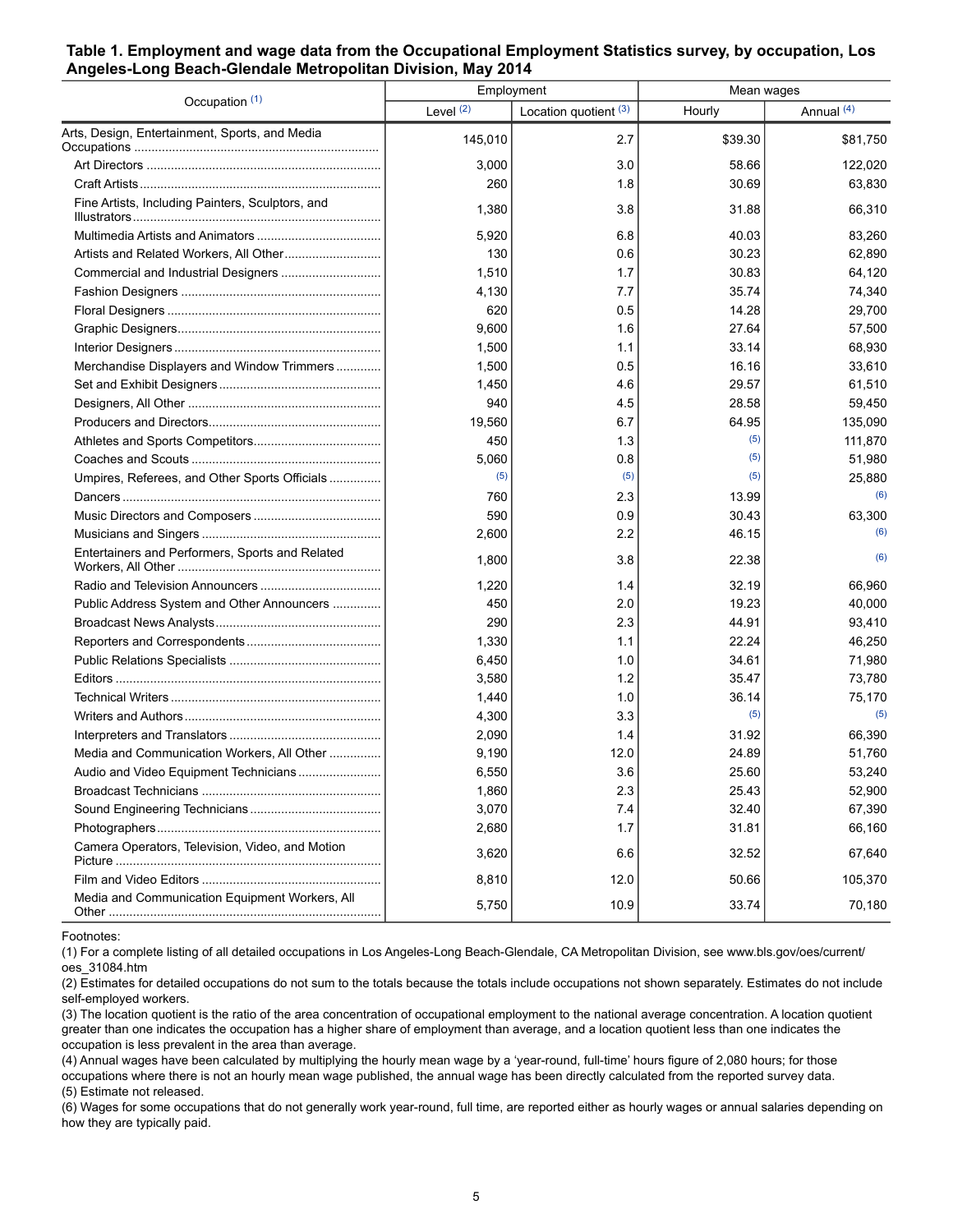**Table 1. Employment and wage data from the Occupational Employment Statistics survey, by occupation, Los Angeles-Long Beach-Glendale Metropolitan Division, May 2014**

| Occupation [(1)] | Employment | | Mean wages | |
|---|---|---|---|---|
| | Level [(2)] | Location quotient [(3)] | Hourly | Annual [(4)] |
| Arts, Design, Entertainment, Sports, and Media Occupations | 145,010 | 2.7 | $39.30 | $81,750 |
| Art Directors | 3,000 | 3.0 | 58.66 | 122,020 |
| Craft Artists | 260 | 1.8 | 30.69 | 63,830 |
| Fine Artists, Including Painters, Sculptors, and Illustrators | 1,380 | 3.8 | 31.88 | 66,310 |
| Multimedia Artists and Animators | 5,920 | 6.8 | 40.03 | 83,260 |
| Artists and Related Workers, All Other | 130 | 0.6 | 30.23 | 62,890 |
| Commercial and Industrial Designers | 1,510 | 1.7 | 30.83 | 64,120 |
| Fashion Designers | 4,130 | 7.7 | 35.74 | 74,340 |
| Floral Designers | 620 | 0.5 | 14.28 | 29,700 |
| Graphic Designers | 9,600 | 1.6 | 27.64 | 57,500 |
| Interior Designers | 1,500 | 1.1 | 33.14 | 68,930 |
| Merchandise Displayers and Window Trimmers | 1,500 | 0.5 | 16.16 | 33,610 |
| Set and Exhibit Designers | 1,450 | 4.6 | 29.57 | 61,510 |
| Designers, All Other | 940 | 4.5 | 28.58 | 59,450 |
| Producers and Directors | 19,560 | 6.7 | 64.95 | 135,090 |
| Athletes and Sports Competitors | 450 | 1.3 | (5) | 111,870 |
| Coaches and Scouts | 5,060 | 0.8 | (5) | 51,980 |
| Umpires, Referees, and Other Sports Officials | (5) | (5) | (5) | 25,880 |
| Dancers | 760 | 2.3 | 13.99 | (6) |
| Music Directors and Composers | 590 | 0.9 | 30.43 | 63,300 |
| Musicians and Singers | 2,600 | 2.2 | 46.15 | (6) |
| Entertainers and Performers, Sports and Related Workers, All Other | 1,800 | 3.8 | 22.38 | (6) |
| Radio and Television Announcers | 1,220 | 1.4 | 32.19 | 66,960 |
| Public Address System and Other Announcers | 450 | 2.0 | 19.23 | 40,000 |
| Broadcast News Analysts | 290 | 2.3 | 44.91 | 93,410 |
| Reporters and Correspondents | 1,330 | 1.1 | 22.24 | 46,250 |
| Public Relations Specialists | 6,450 | 1.0 | 34.61 | 71,980 |
| Editors | 3,580 | 1.2 | 35.47 | 73,780 |
| Technical Writers | 1,440 | 1.0 | 36.14 | 75,170 |
| Writers and Authors | 4,300 | 3.3 | (5) | (5) |
| Interpreters and Translators | 2,090 | 1.4 | 31.92 | 66,390 |
| Media and Communication Workers, All Other | 9,190 | 12.0 | 24.89 | 51,760 |
| Audio and Video Equipment Technicians | 6,550 | 3.6 | 25.60 | 53,240 |
| Broadcast Technicians | 1,860 | 2.3 | 25.43 | 52,900 |
| Sound Engineering Technicians | 3,070 | 7.4 | 32.40 | 67,390 |
| Photographers | 2,680 | 1.7 | 31.81 | 66,160 |
| Camera Operators, Television, Video, and Motion Picture | 3,620 | 6.6 | 32.52 | 67,640 |
| Film and Video Editors | 8,810 | 12.0 | 50.66 | 105,370 |
| Media and Communication Equipment Workers, All Other | 5,750 | 10.9 | 33.74 | 70,180 |

Footnotes:

(1) For a complete listing of all detailed occupations in Los Angeles-Long Beach-Glendale, CA Metropolitan Division, see www.bls.gov/oes/current/oes_31084.htm

(2) Estimates for detailed occupations do not sum to the totals because the totals include occupations not shown separately. Estimates do not include self-employed workers.

(3) The location quotient is the ratio of the area concentration of occupational employment to the national average concentration. A location quotient greater than one indicates the occupation has a higher share of employment than average, and a location quotient less than one indicates the occupation is less prevalent in the area than average.

(4) Annual wages have been calculated by multiplying the hourly mean wage by a 'year-round, full-time' hours figure of 2,080 hours; for those occupations where there is not an hourly mean wage published, the annual wage has been directly calculated from the reported survey data.

(5) Estimate not released.

(6) Wages for some occupations that do not generally work year-round, full time, are reported either as hourly wages or annual salaries depending on how they are typically paid.